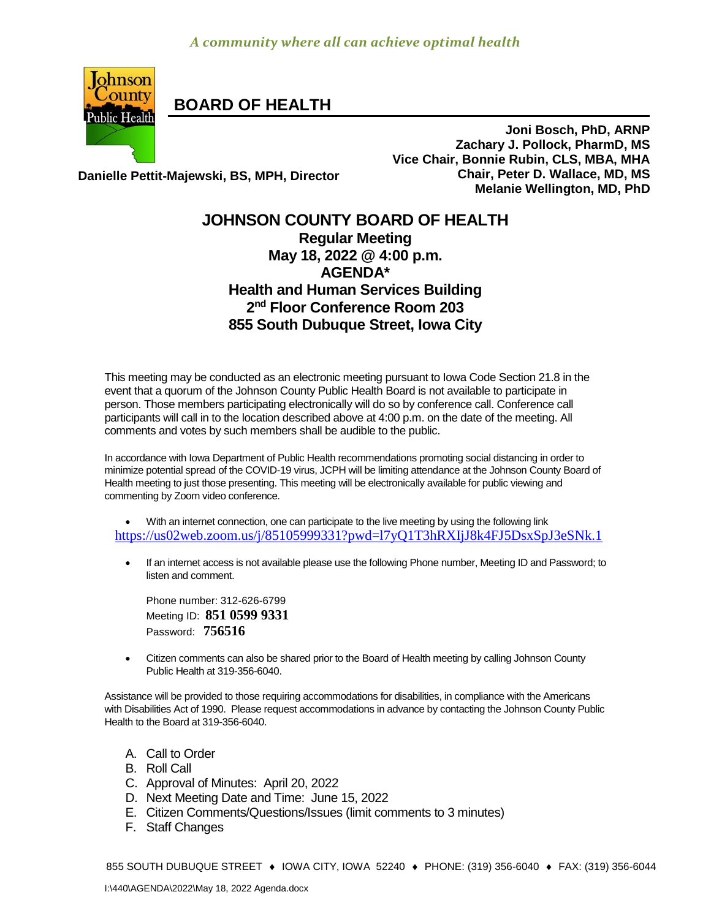*A community where all can achieve optimal health*

# BOARD OF HEALTH

**Joni Bosch, PhD, ARNP**
**Zachary J. Pollock, PharmD, MS**
**Vice Chair, Bonnie Rubin, CLS, MBA, MHA**
**Chair, Peter D. Wallace, MD, MS**
**Melanie Wellington, MD, PhD**

**Danielle Pettit-Majewski, BS, MPH, Director**

## JOHNSON COUNTY BOARD OF HEALTH

**Regular Meeting**
**May 18, 2022 @ 4:00 p.m.**
**AGENDA***
**Health and Human Services Building**
**2nd Floor Conference Room 203**
**855 South Dubuque Street, Iowa City**

This meeting may be conducted as an electronic meeting pursuant to Iowa Code Section 21.8 in the event that a quorum of the Johnson County Public Health Board is not available to participate in person. Those members participating electronically will do so by conference call. Conference call participants will call in to the location described above at 4:00 p.m. on the date of the meeting. All comments and votes by such members shall be audible to the public.

In accordance with Iowa Department of Public Health recommendations promoting social distancing in order to minimize potential spread of the COVID-19 virus, JCPH will be limiting attendance at the Johnson County Board of Health meeting to just those presenting. This meeting will be electronically available for public viewing and commenting by Zoom video conference.

- With an internet connection, one can participate to the live meeting by using the following link https://us02web.zoom.us/j/85105999331?pwd=l7yQ1T3hRXIjJ8k4FJ5DsxSpJ3eSNk.1

- If an internet access is not available please use the following Phone number, Meeting ID and Password; to listen and comment.

  Phone number: 312-626-6799
  Meeting ID: **851 0599 9331**
  Password: **756516**

- Citizen comments can also be shared prior to the Board of Health meeting by calling Johnson County Public Health at 319-356-6040.

Assistance will be provided to those requiring accommodations for disabilities, in compliance with the Americans with Disabilities Act of 1990. Please request accommodations in advance by contacting the Johnson County Public Health to the Board at 319-356-6040.

A. Call to Order
B. Roll Call
C. Approval of Minutes: April 20, 2022
D. Next Meeting Date and Time: June 15, 2022
E. Citizen Comments/Questions/Issues (limit comments to 3 minutes)
F. Staff Changes

855 SOUTH DUBUQUE STREET ♦ IOWA CITY, IOWA 52240 ♦ PHONE: (319) 356-6040 ♦ FAX: (319) 356-6044

I:\440\AGENDA\2022\May 18, 2022 Agenda.docx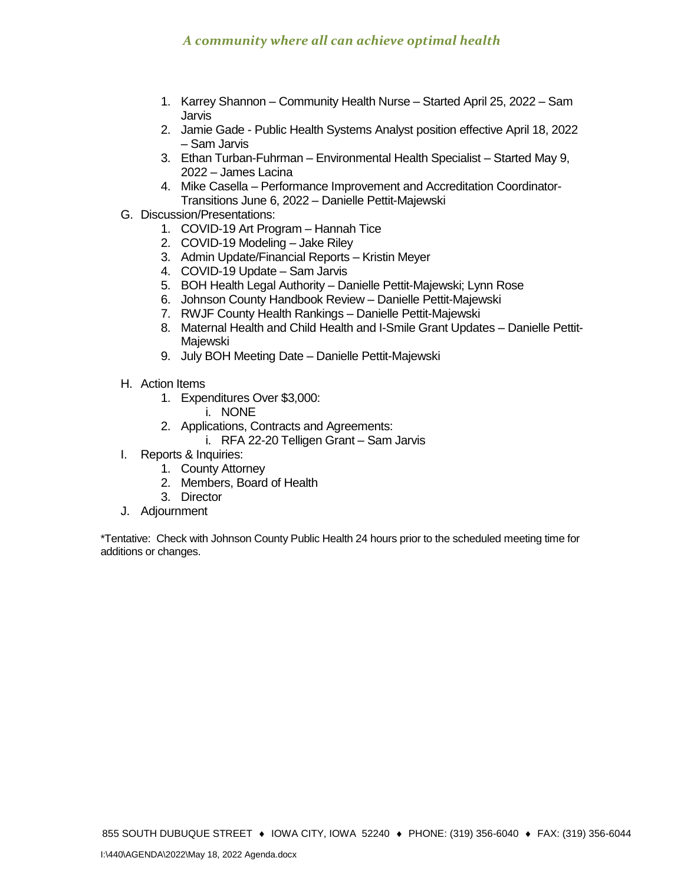1. Karrey Shannon – Community Health Nurse – Started April 25, 2022 – Sam Jarvis
2. Jamie Gade - Public Health Systems Analyst position effective April 18, 2022 – Sam Jarvis
3. Ethan Turban-Fuhrman – Environmental Health Specialist – Started May 9, 2022 – James Lacina
4. Mike Casella – Performance Improvement and Accreditation Coordinator- Transitions June 6, 2022 – Danielle Pettit-Majewski

G. Discussion/Presentations:
   1. COVID-19 Art Program – Hannah Tice
   2. COVID-19 Modeling – Jake Riley
   3. Admin Update/Financial Reports – Kristin Meyer
   4. COVID-19 Update – Sam Jarvis
   5. BOH Health Legal Authority – Danielle Pettit-Majewski; Lynn Rose
   6. Johnson County Handbook Review – Danielle Pettit-Majewski
   7. RWJF County Health Rankings – Danielle Pettit-Majewski
   8. Maternal Health and Child Health and I-Smile Grant Updates – Danielle Pettit-Majewski
   9. July BOH Meeting Date – Danielle Pettit-Majewski

H. Action Items
   1. Expenditures Over $3,000:
      i. NONE
   2. Applications, Contracts and Agreements:
      i. RFA 22-20 Telligen Grant – Sam Jarvis

I. Reports & Inquiries:
   1. County Attorney
   2. Members, Board of Health
   3. Director

J. Adjournment

*Tentative: Check with Johnson County Public Health 24 hours prior to the scheduled meeting time for additions or changes.